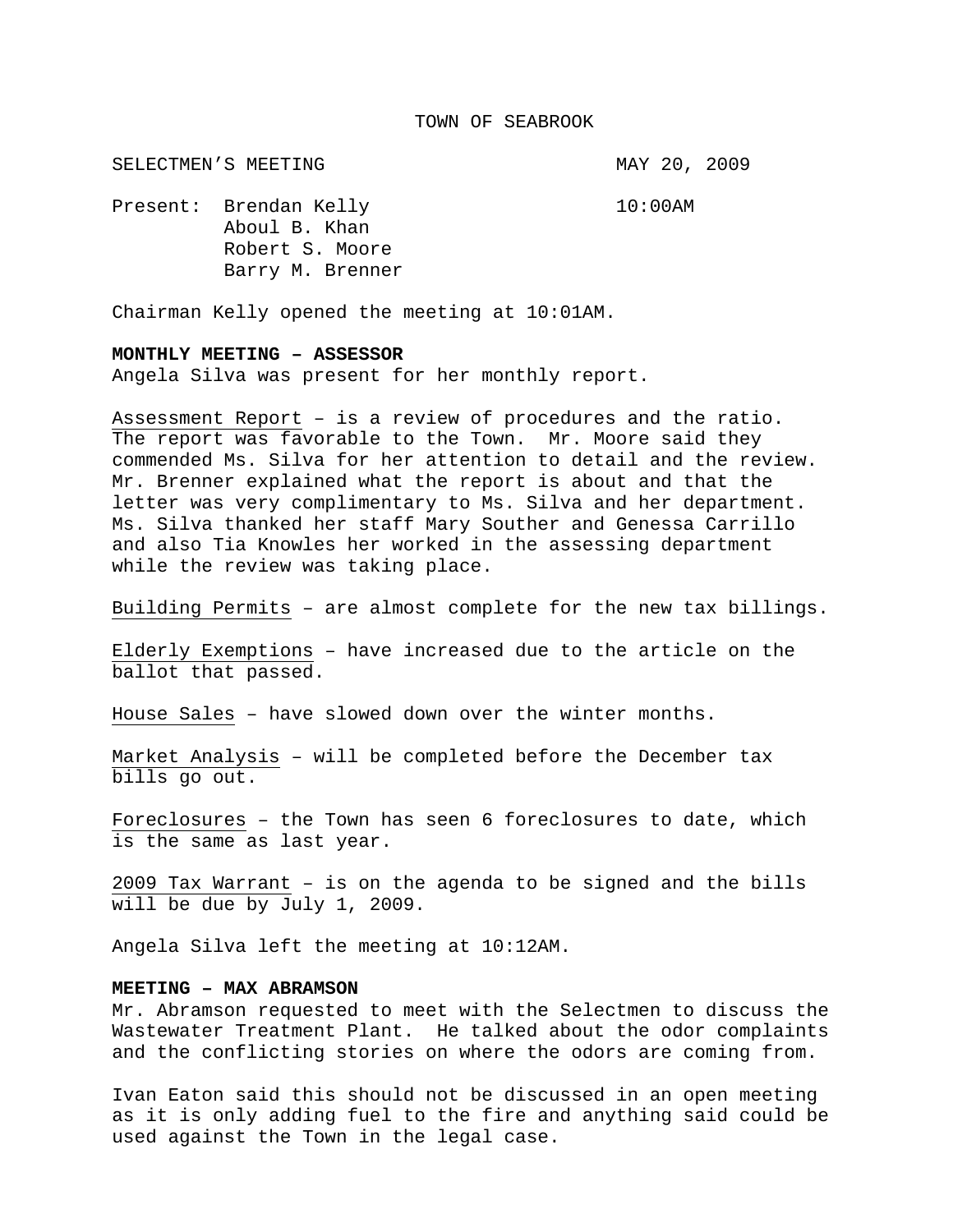TOWN OF SEABROOK

SELECTMEN'S MEETING MAY 20, 2009

Present: Brendan Kelly 10:00AM
Aboul B. Khan
Robert S. Moore
Barry M. Brenner

Chairman Kelly opened the meeting at 10:01AM.

**MONTHLY MEETING – ASSESSOR**
Angela Silva was present for her monthly report.

Assessment Report – is a review of procedures and the ratio. The report was favorable to the Town. Mr. Moore said they commended Ms. Silva for her attention to detail and the review. Mr. Brenner explained what the report is about and that the letter was very complimentary to Ms. Silva and her department. Ms. Silva thanked her staff Mary Souther and Genessa Carrillo and also Tia Knowles her worked in the assessing department while the review was taking place.

Building Permits – are almost complete for the new tax billings.

Elderly Exemptions – have increased due to the article on the ballot that passed.

House Sales – have slowed down over the winter months.

Market Analysis – will be completed before the December tax bills go out.

Foreclosures – the Town has seen 6 foreclosures to date, which is the same as last year.

2009 Tax Warrant – is on the agenda to be signed and the bills will be due by July 1, 2009.

Angela Silva left the meeting at 10:12AM.

**MEETING – MAX ABRAMSON**
Mr. Abramson requested to meet with the Selectmen to discuss the Wastewater Treatment Plant. He talked about the odor complaints and the conflicting stories on where the odors are coming from.

Ivan Eaton said this should not be discussed in an open meeting as it is only adding fuel to the fire and anything said could be used against the Town in the legal case.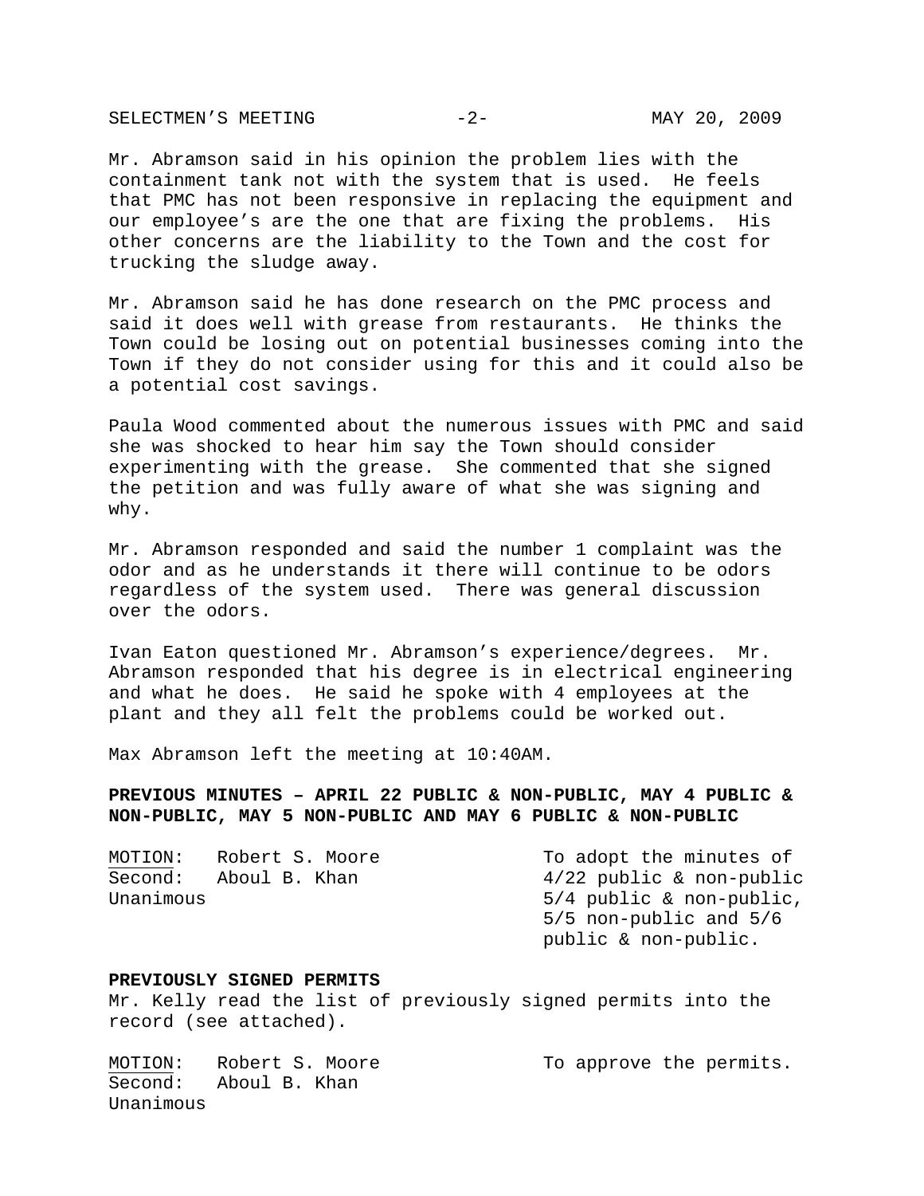Mr. Abramson said in his opinion the problem lies with the containment tank not with the system that is used. He feels that PMC has not been responsive in replacing the equipment and our employee's are the one that are fixing the problems. His other concerns are the liability to the Town and the cost for trucking the sludge away.

Mr. Abramson said he has done research on the PMC process and said it does well with grease from restaurants. He thinks the Town could be losing out on potential businesses coming into the Town if they do not consider using for this and it could also be a potential cost savings.

Paula Wood commented about the numerous issues with PMC and said she was shocked to hear him say the Town should consider experimenting with the grease. She commented that she signed the petition and was fully aware of what she was signing and why.

Mr. Abramson responded and said the number 1 complaint was the odor and as he understands it there will continue to be odors regardless of the system used. There was general discussion over the odors.

Ivan Eaton questioned Mr. Abramson's experience/degrees. Mr. Abramson responded that his degree is in electrical engineering and what he does. He said he spoke with 4 employees at the plant and they all felt the problems could be worked out.

Max Abramson left the meeting at 10:40AM.

**PREVIOUS MINUTES – APRIL 22 PUBLIC & NON-PUBLIC, MAY 4 PUBLIC & NON-PUBLIC, MAY 5 NON-PUBLIC AND MAY 6 PUBLIC & NON-PUBLIC**

MOTION: Robert S. Moore — To adopt the minutes of 4/22 public & non-public 5/4 public & non-public, 5/5 non-public and 5/6 public & non-public.
Second: Aboul B. Khan
Unanimous

**PREVIOUSLY SIGNED PERMITS**

Mr. Kelly read the list of previously signed permits into the record (see attached).

MOTION: Robert S. Moore — To approve the permits.
Second: Aboul B. Khan
Unanimous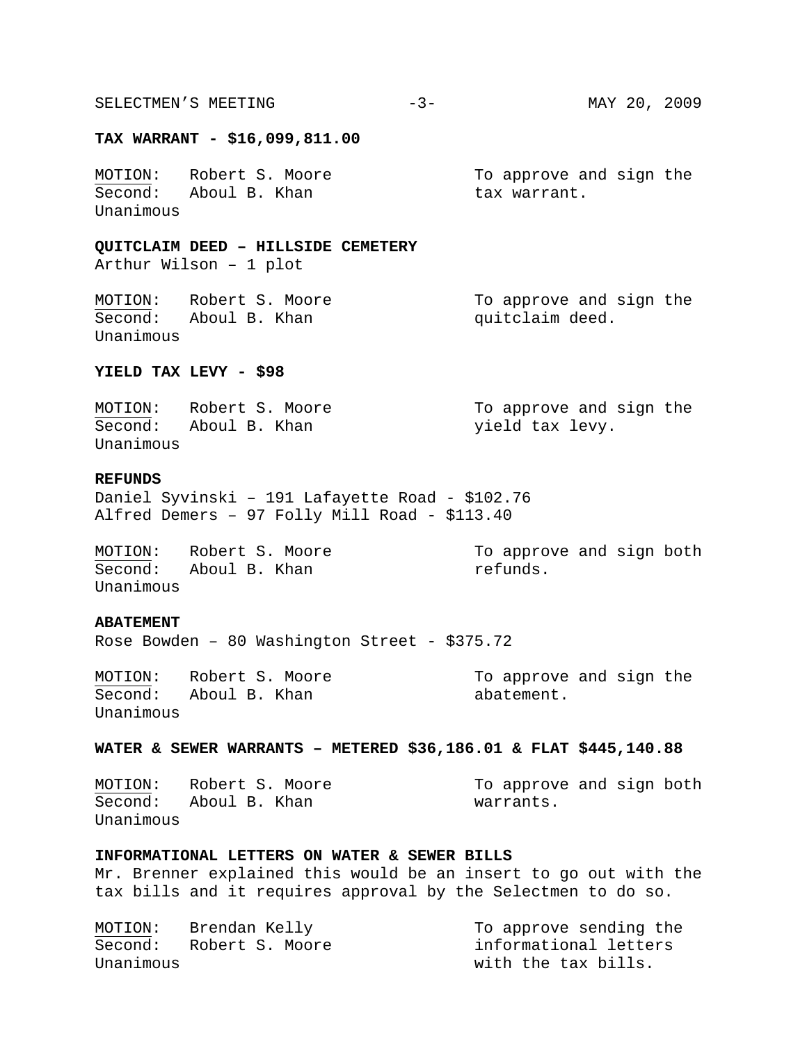**TAX WARRANT - $16,099,811.00**

MOTION: Robert S. Moore — To approve and sign the tax warrant.
Second: Aboul B. Khan
Unanimous

**QUITCLAIM DEED – HILLSIDE CEMETERY**
Arthur Wilson – 1 plot

MOTION: Robert S. Moore — To approve and sign the quitclaim deed.
Second: Aboul B. Khan
Unanimous

**YIELD TAX LEVY - $98**

MOTION: Robert S. Moore — To approve and sign the yield tax levy.
Second: Aboul B. Khan
Unanimous

**REFUNDS**
Daniel Syvinski – 191 Lafayette Road - $102.76
Alfred Demers – 97 Folly Mill Road - $113.40

MOTION: Robert S. Moore — To approve and sign both refunds.
Second: Aboul B. Khan
Unanimous

**ABATEMENT**
Rose Bowden – 80 Washington Street - $375.72

MOTION: Robert S. Moore — To approve and sign the abatement.
Second: Aboul B. Khan
Unanimous

**WATER & SEWER WARRANTS – METERED $36,186.01 & FLAT $445,140.88**

MOTION: Robert S. Moore — To approve and sign both warrants.
Second: Aboul B. Khan
Unanimous

**INFORMATIONAL LETTERS ON WATER & SEWER BILLS**
Mr. Brenner explained this would be an insert to go out with the tax bills and it requires approval by the Selectmen to do so.

MOTION: Brendan Kelly — To approve sending the informational letters with the tax bills.
Second: Robert S. Moore
Unanimous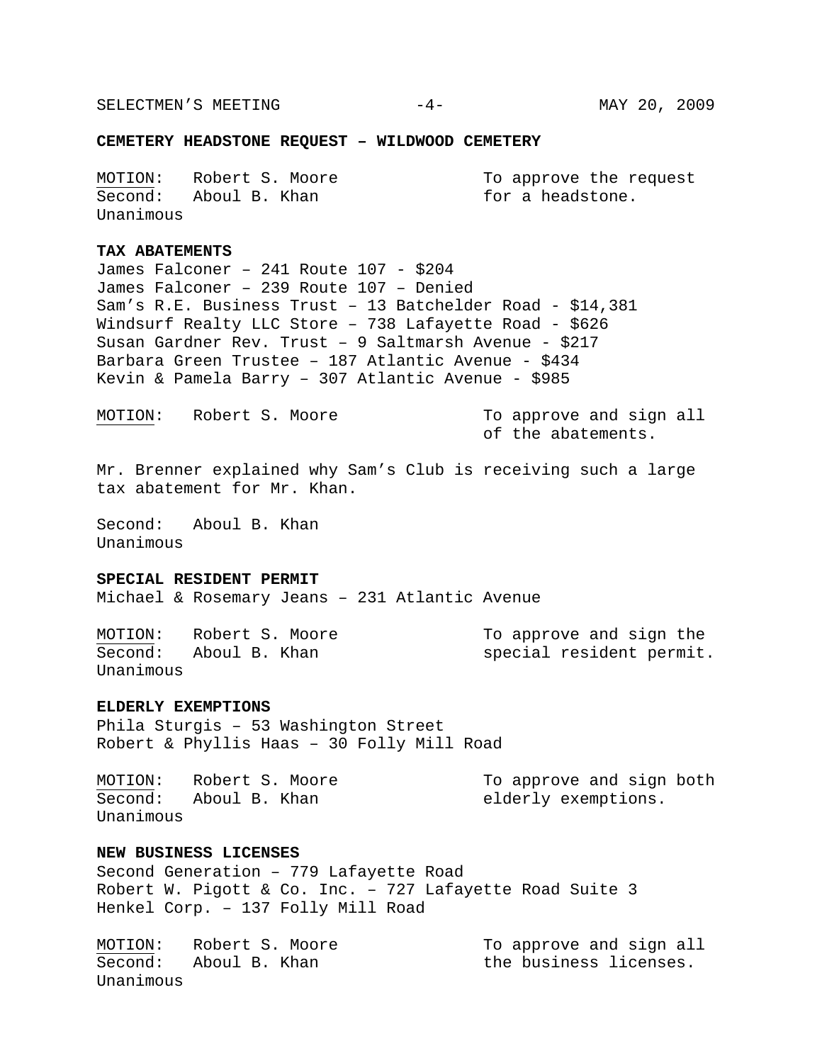### CEMETERY HEADSTONE REQUEST – WILDWOOD CEMETERY

MOTION: Robert S. Moore — To approve the request for a headstone.
Second: Aboul B. Khan
Unanimous

### TAX ABATEMENTS

James Falconer – 241 Route 107 - $204
James Falconer – 239 Route 107 – Denied
Sam's R.E. Business Trust – 13 Batchelder Road - $14,381
Windsurf Realty LLC Store – 738 Lafayette Road - $626
Susan Gardner Rev. Trust – 9 Saltmarsh Avenue - $217
Barbara Green Trustee – 187 Atlantic Avenue - $434
Kevin & Pamela Barry – 307 Atlantic Avenue - $985

MOTION: Robert S. Moore — To approve and sign all of the abatements.

Mr. Brenner explained why Sam's Club is receiving such a large tax abatement for Mr. Khan.

Second: Aboul B. Khan
Unanimous

### SPECIAL RESIDENT PERMIT

Michael & Rosemary Jeans – 231 Atlantic Avenue

MOTION: Robert S. Moore — To approve and sign the special resident permit.
Second: Aboul B. Khan
Unanimous

### ELDERLY EXEMPTIONS

Phila Sturgis – 53 Washington Street
Robert & Phyllis Haas – 30 Folly Mill Road

MOTION: Robert S. Moore — To approve and sign both elderly exemptions.
Second: Aboul B. Khan
Unanimous

### NEW BUSINESS LICENSES

Second Generation – 779 Lafayette Road
Robert W. Pigott & Co. Inc. – 727 Lafayette Road Suite 3
Henkel Corp. – 137 Folly Mill Road

MOTION: Robert S. Moore — To approve and sign all the business licenses.
Second: Aboul B. Khan
Unanimous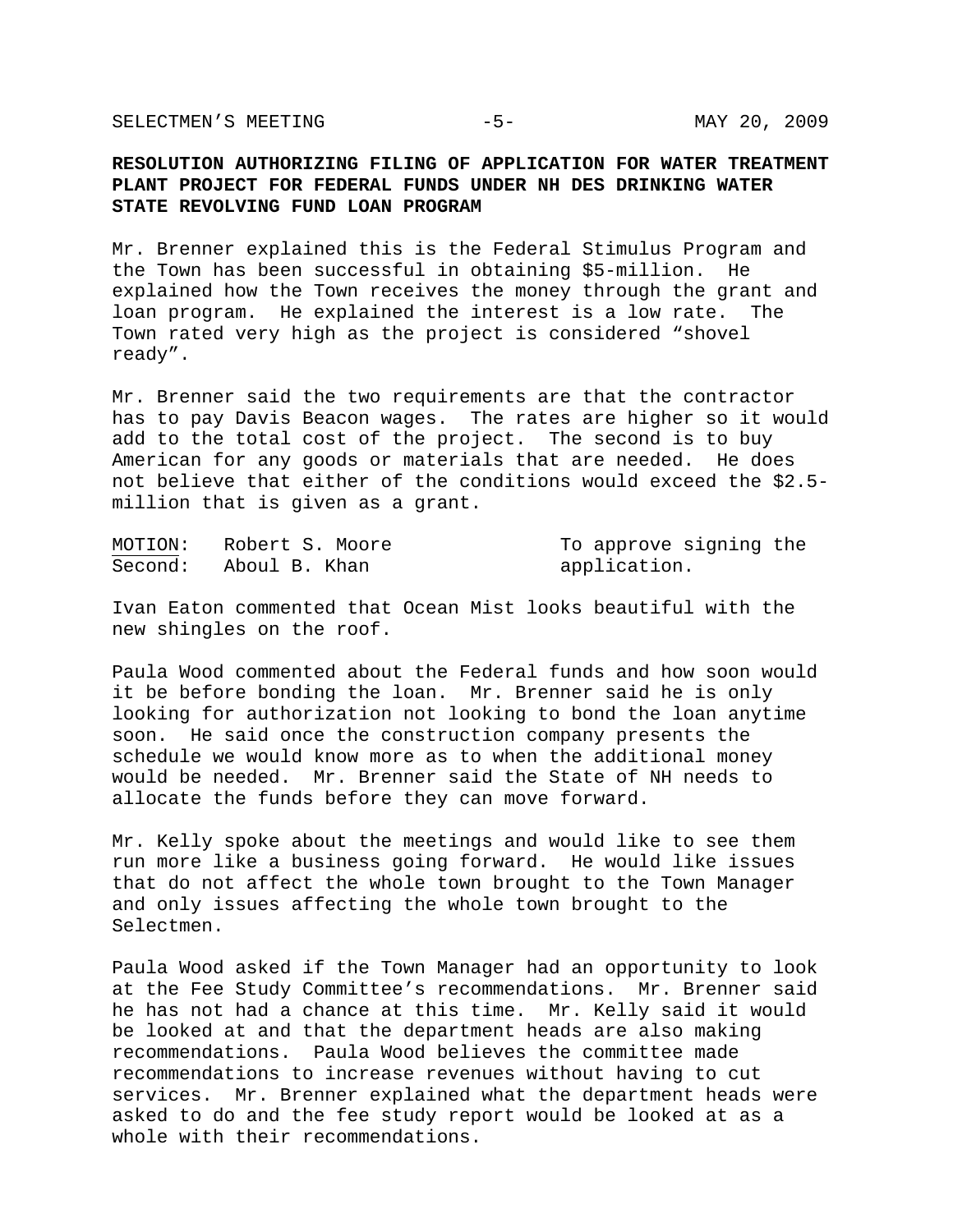**RESOLUTION AUTHORIZING FILING OF APPLICATION FOR WATER TREATMENT PLANT PROJECT FOR FEDERAL FUNDS UNDER NH DES DRINKING WATER STATE REVOLVING FUND LOAN PROGRAM**

Mr. Brenner explained this is the Federal Stimulus Program and the Town has been successful in obtaining \$5-million. He explained how the Town receives the money through the grant and loan program. He explained the interest is a low rate. The Town rated very high as the project is considered "shovel ready".

Mr. Brenner said the two requirements are that the contractor has to pay Davis Beacon wages. The rates are higher so it would add to the total cost of the project. The second is to buy American for any goods or materials that are needed. He does not believe that either of the conditions would exceed the \$2.5-million that is given as a grant.

| MOTION: | Robert S. Moore | To approve signing the |
|---|---|---|
| Second: | Aboul B. Khan | application. |

Ivan Eaton commented that Ocean Mist looks beautiful with the new shingles on the roof.

Paula Wood commented about the Federal funds and how soon would it be before bonding the loan. Mr. Brenner said he is only looking for authorization not looking to bond the loan anytime soon. He said once the construction company presents the schedule we would know more as to when the additional money would be needed. Mr. Brenner said the State of NH needs to allocate the funds before they can move forward.

Mr. Kelly spoke about the meetings and would like to see them run more like a business going forward. He would like issues that do not affect the whole town brought to the Town Manager and only issues affecting the whole town brought to the Selectmen.

Paula Wood asked if the Town Manager had an opportunity to look at the Fee Study Committee's recommendations. Mr. Brenner said he has not had a chance at this time. Mr. Kelly said it would be looked at and that the department heads are also making recommendations. Paula Wood believes the committee made recommendations to increase revenues without having to cut services. Mr. Brenner explained what the department heads were asked to do and the fee study report would be looked at as a whole with their recommendations.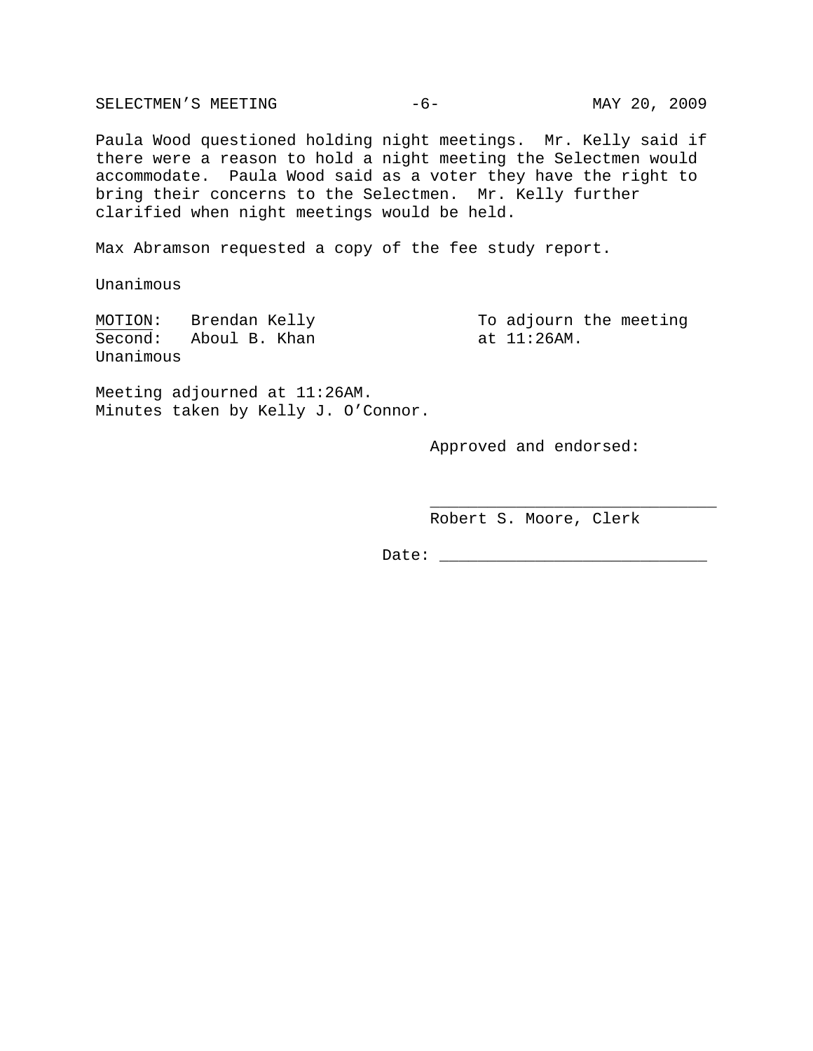Paula Wood questioned holding night meetings. Mr. Kelly said if there were a reason to hold a night meeting the Selectmen would accommodate. Paula Wood said as a voter they have the right to bring their concerns to the Selectmen. Mr. Kelly further clarified when night meetings would be held.

Max Abramson requested a copy of the fee study report.

Unanimous

| | | |
|---|---|---|
| MOTION: | Brendan Kelly | To adjourn the meeting at 11:26AM. |
| Second: | Aboul B. Khan | |

Unanimous

Meeting adjourned at 11:26AM.
Minutes taken by Kelly J. O'Connor.

Approved and endorsed:

______________________________
Robert S. Moore, Clerk

Date: ____________________________